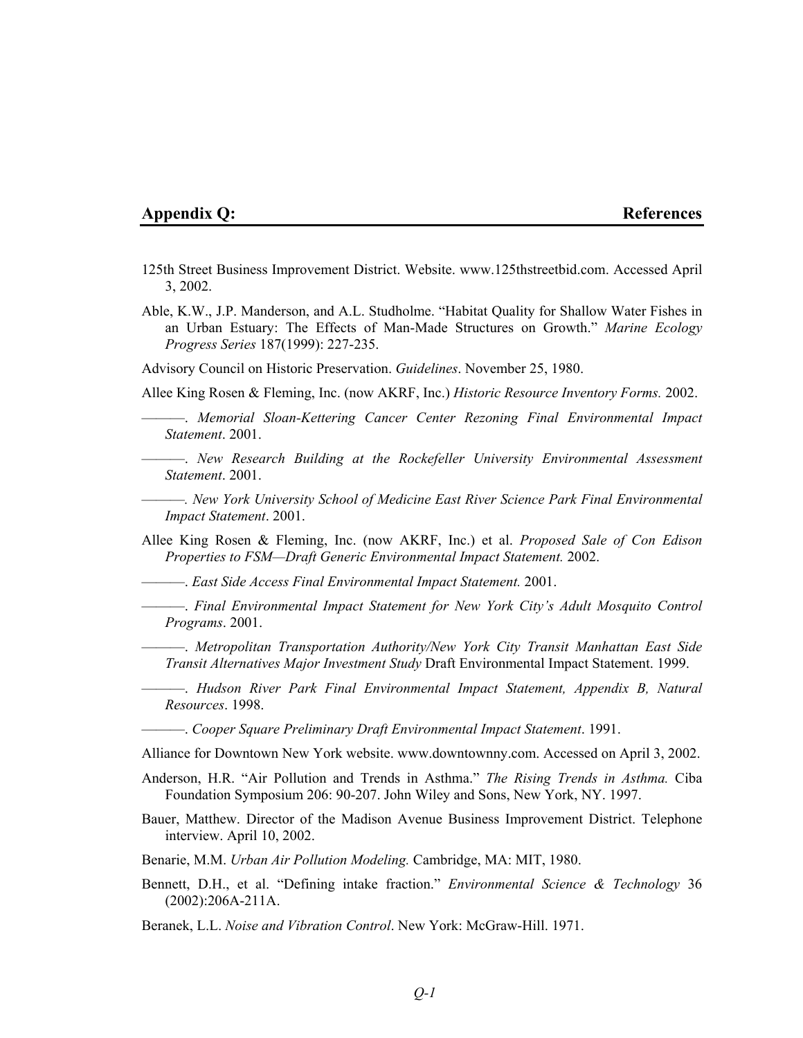## Appendix Q: References

125th Street Business Improvement District. Website. www.125thstreetbid.com. Accessed April 3, 2002.

Able, K.W., J.P. Manderson, and A.L. Studholme. "Habitat Quality for Shallow Water Fishes in an Urban Estuary: The Effects of Man-Made Structures on Growth." *Marine Ecology Progress Series* 187(1999): 227-235.

Advisory Council on Historic Preservation. *Guidelines*. November 25, 1980.

Allee King Rosen & Fleming, Inc. (now AKRF, Inc.) *Historic Resource Inventory Forms.* 2002.

———. *Memorial Sloan-Kettering Cancer Center Rezoning Final Environmental Impact Statement*. 2001.

———. *New Research Building at the Rockefeller University Environmental Assessment Statement*. 2001.

———. *New York University School of Medicine East River Science Park Final Environmental Impact Statement*. 2001.

Allee King Rosen & Fleming, Inc. (now AKRF, Inc.) et al. *Proposed Sale of Con Edison Properties to FSM—Draft Generic Environmental Impact Statement.* 2002.

———. *East Side Access Final Environmental Impact Statement.* 2001.

———. *Final Environmental Impact Statement for New York City's Adult Mosquito Control Programs*. 2001.

———. *Metropolitan Transportation Authority/New York City Transit Manhattan East Side Transit Alternatives Major Investment Study* Draft Environmental Impact Statement. 1999.

———. *Hudson River Park Final Environmental Impact Statement, Appendix B, Natural Resources*. 1998.

———. *Cooper Square Preliminary Draft Environmental Impact Statement*. 1991.

Alliance for Downtown New York website. www.downtownny.com. Accessed on April 3, 2002.

Anderson, H.R. "Air Pollution and Trends in Asthma." *The Rising Trends in Asthma.* Ciba Foundation Symposium 206: 90-207. John Wiley and Sons, New York, NY. 1997.

Bauer, Matthew. Director of the Madison Avenue Business Improvement District. Telephone interview. April 10, 2002.

Benarie, M.M. *Urban Air Pollution Modeling.* Cambridge, MA: MIT, 1980.

Bennett, D.H., et al. "Defining intake fraction." *Environmental Science & Technology* 36 (2002):206A-211A.

Beranek, L.L. *Noise and Vibration Control*. New York: McGraw-Hill. 1971.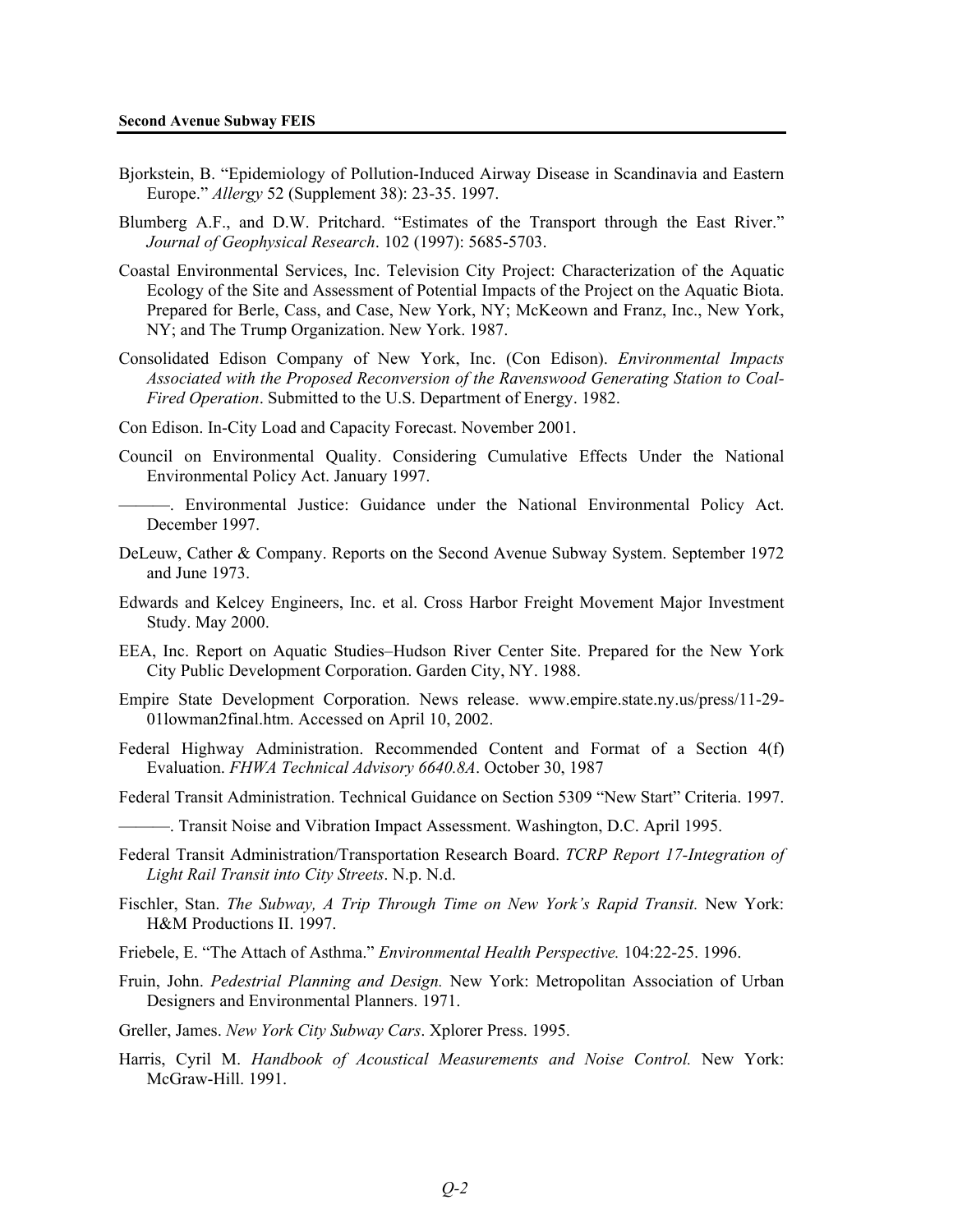Bjorkstein, B. "Epidemiology of Pollution-Induced Airway Disease in Scandinavia and Eastern Europe." *Allergy* 52 (Supplement 38): 23-35. 1997.

Blumberg A.F., and D.W. Pritchard. "Estimates of the Transport through the East River." *Journal of Geophysical Research*. 102 (1997): 5685-5703.

Coastal Environmental Services, Inc. Television City Project: Characterization of the Aquatic Ecology of the Site and Assessment of Potential Impacts of the Project on the Aquatic Biota. Prepared for Berle, Cass, and Case, New York, NY; McKeown and Franz, Inc., New York, NY; and The Trump Organization. New York. 1987.

Consolidated Edison Company of New York, Inc. (Con Edison). *Environmental Impacts Associated with the Proposed Reconversion of the Ravenswood Generating Station to Coal-Fired Operation*. Submitted to the U.S. Department of Energy. 1982.

Con Edison. In-City Load and Capacity Forecast. November 2001.

Council on Environmental Quality. Considering Cumulative Effects Under the National Environmental Policy Act. January 1997.

———. Environmental Justice: Guidance under the National Environmental Policy Act. December 1997.

DeLeuw, Cather & Company. Reports on the Second Avenue Subway System. September 1972 and June 1973.

Edwards and Kelcey Engineers, Inc. et al. Cross Harbor Freight Movement Major Investment Study. May 2000.

EEA, Inc. Report on Aquatic Studies–Hudson River Center Site. Prepared for the New York City Public Development Corporation. Garden City, NY. 1988.

Empire State Development Corporation. News release. www.empire.state.ny.us/press/11-29-01lowman2final.htm. Accessed on April 10, 2002.

Federal Highway Administration. Recommended Content and Format of a Section 4(f) Evaluation. *FHWA Technical Advisory 6640.8A*. October 30, 1987

Federal Transit Administration. Technical Guidance on Section 5309 "New Start" Criteria. 1997.

———. Transit Noise and Vibration Impact Assessment. Washington, D.C. April 1995.

Federal Transit Administration/Transportation Research Board. *TCRP Report 17-Integration of Light Rail Transit into City Streets*. N.p. N.d.

Fischler, Stan. *The Subway, A Trip Through Time on New York's Rapid Transit.* New York: H&M Productions II. 1997.

Friebele, E. "The Attach of Asthma." *Environmental Health Perspective.* 104:22-25. 1996.

Fruin, John. *Pedestrial Planning and Design.* New York: Metropolitan Association of Urban Designers and Environmental Planners. 1971.

Greller, James. *New York City Subway Cars*. Xplorer Press. 1995.

Harris, Cyril M. *Handbook of Acoustical Measurements and Noise Control.* New York: McGraw-Hill. 1991.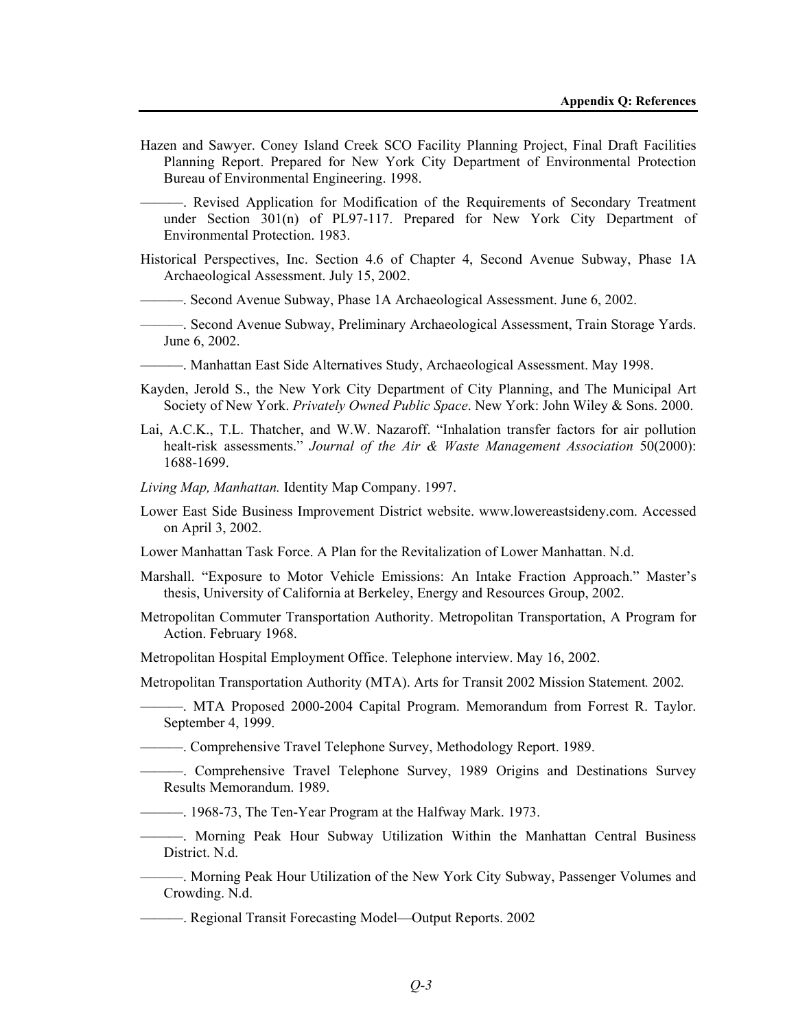Hazen and Sawyer. Coney Island Creek SCO Facility Planning Project, Final Draft Facilities Planning Report. Prepared for New York City Department of Environmental Protection Bureau of Environmental Engineering. 1998.

———. Revised Application for Modification of the Requirements of Secondary Treatment under Section 301(n) of PL97-117. Prepared for New York City Department of Environmental Protection. 1983.

Historical Perspectives, Inc. Section 4.6 of Chapter 4, Second Avenue Subway, Phase 1A Archaeological Assessment. July 15, 2002.

———. Second Avenue Subway, Phase 1A Archaeological Assessment. June 6, 2002.

———. Second Avenue Subway, Preliminary Archaeological Assessment, Train Storage Yards. June 6, 2002.

———. Manhattan East Side Alternatives Study, Archaeological Assessment. May 1998.

Kayden, Jerold S., the New York City Department of City Planning, and The Municipal Art Society of New York. *Privately Owned Public Space*. New York: John Wiley & Sons. 2000.

Lai, A.C.K., T.L. Thatcher, and W.W. Nazaroff. "Inhalation transfer factors for air pollution healt-risk assessments." *Journal of the Air & Waste Management Association* 50(2000): 1688-1699.

*Living Map, Manhattan.* Identity Map Company. 1997.

Lower East Side Business Improvement District website. www.lowereastsideny.com. Accessed on April 3, 2002.

Lower Manhattan Task Force. A Plan for the Revitalization of Lower Manhattan. N.d.

Marshall. "Exposure to Motor Vehicle Emissions: An Intake Fraction Approach." Master's thesis, University of California at Berkeley, Energy and Resources Group, 2002.

Metropolitan Commuter Transportation Authority. Metropolitan Transportation, A Program for Action. February 1968.

Metropolitan Hospital Employment Office. Telephone interview. May 16, 2002.

Metropolitan Transportation Authority (MTA). Arts for Transit 2002 Mission Statement*.* 2002*.*

———. MTA Proposed 2000-2004 Capital Program. Memorandum from Forrest R. Taylor. September 4, 1999.

———. Comprehensive Travel Telephone Survey, Methodology Report. 1989.

———. Comprehensive Travel Telephone Survey, 1989 Origins and Destinations Survey Results Memorandum. 1989.

———. 1968-73, The Ten-Year Program at the Halfway Mark. 1973.

———. Morning Peak Hour Subway Utilization Within the Manhattan Central Business District. N.d.

———. Morning Peak Hour Utilization of the New York City Subway, Passenger Volumes and Crowding. N.d.

———. Regional Transit Forecasting Model—Output Reports. 2002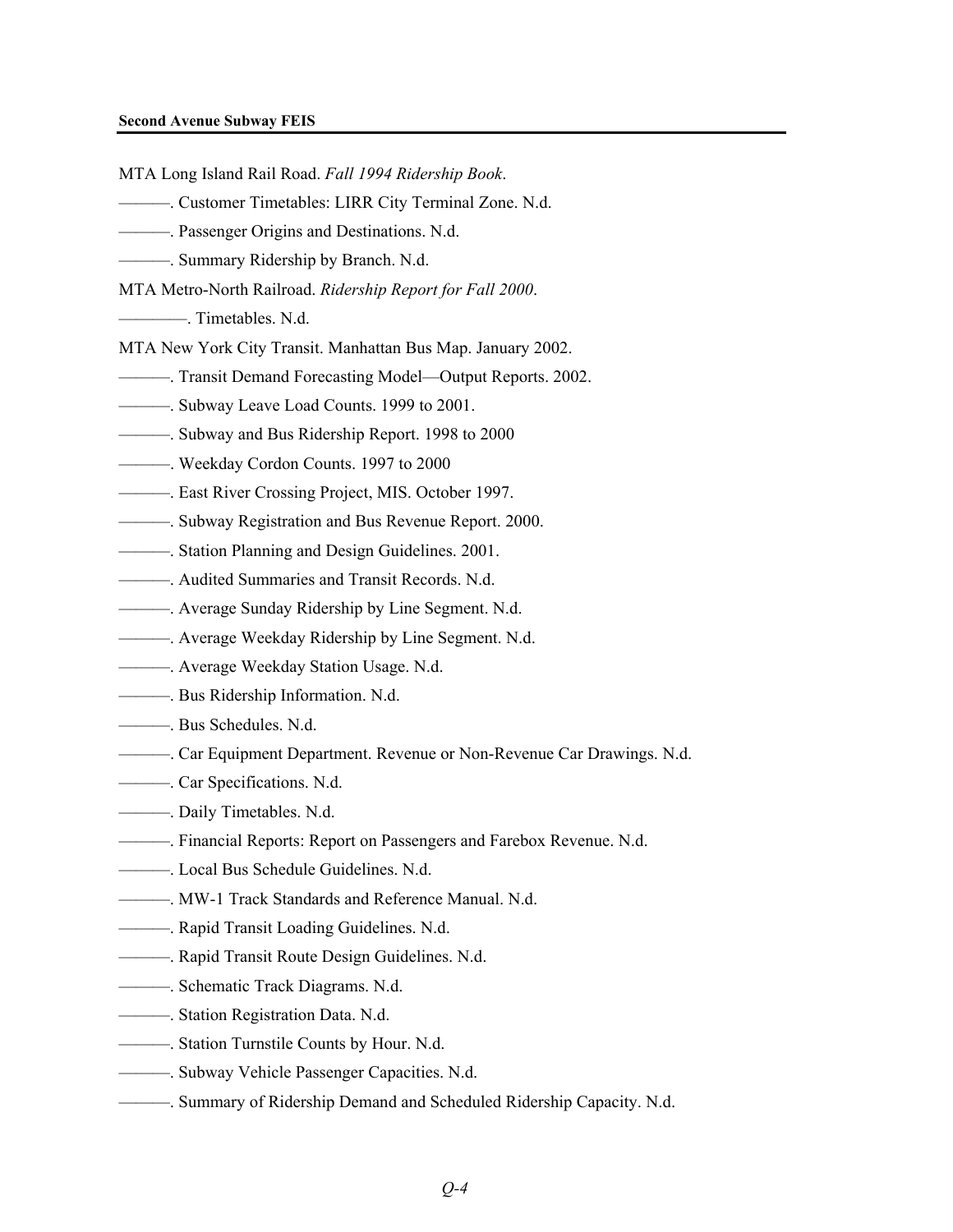MTA Long Island Rail Road. *Fall 1994 Ridership Book*.

———. Customer Timetables: LIRR City Terminal Zone. N.d.

———. Passenger Origins and Destinations. N.d.

———. Summary Ridership by Branch. N.d.

MTA Metro-North Railroad. *Ridership Report for Fall 2000*.

————. Timetables. N.d.

MTA New York City Transit. Manhattan Bus Map. January 2002.

———. Transit Demand Forecasting Model—Output Reports. 2002.

———. Subway Leave Load Counts. 1999 to 2001.

———. Subway and Bus Ridership Report. 1998 to 2000

———. Weekday Cordon Counts. 1997 to 2000

———. East River Crossing Project, MIS. October 1997.

———. Subway Registration and Bus Revenue Report. 2000.

———. Station Planning and Design Guidelines. 2001.

———. Audited Summaries and Transit Records. N.d.

———. Average Sunday Ridership by Line Segment. N.d.

———. Average Weekday Ridership by Line Segment. N.d.

———. Average Weekday Station Usage. N.d.

———. Bus Ridership Information. N.d.

———. Bus Schedules. N.d.

———. Car Equipment Department. Revenue or Non-Revenue Car Drawings. N.d.

———. Car Specifications. N.d.

———. Daily Timetables. N.d.

———. Financial Reports: Report on Passengers and Farebox Revenue. N.d.

———. Local Bus Schedule Guidelines. N.d.

———. MW-1 Track Standards and Reference Manual. N.d.

———. Rapid Transit Loading Guidelines. N.d.

———. Rapid Transit Route Design Guidelines. N.d.

———. Schematic Track Diagrams. N.d.

———. Station Registration Data. N.d.

———. Station Turnstile Counts by Hour. N.d.

———. Subway Vehicle Passenger Capacities. N.d.

———. Summary of Ridership Demand and Scheduled Ridership Capacity. N.d.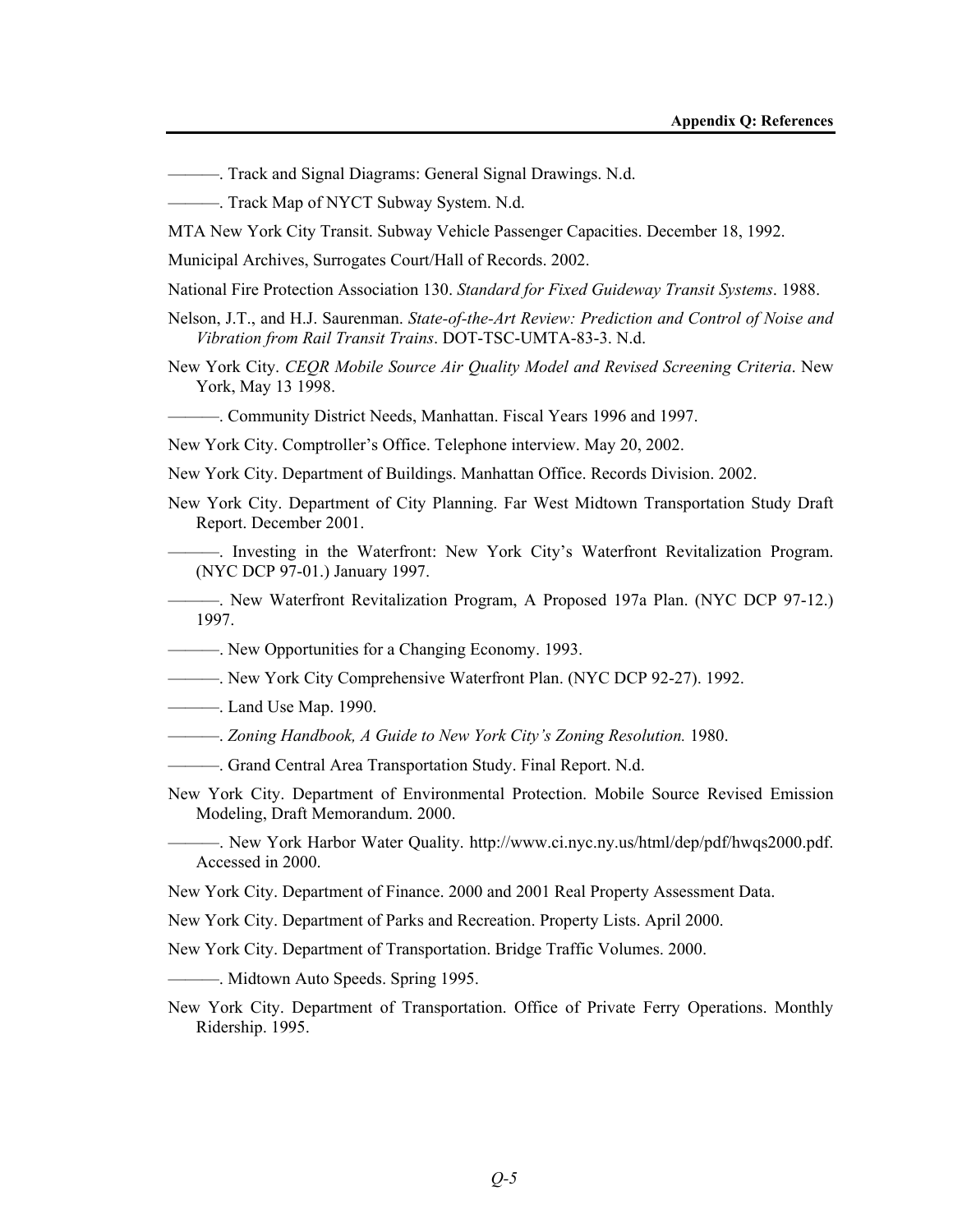———. Track and Signal Diagrams: General Signal Drawings. N.d.

———. Track Map of NYCT Subway System. N.d.

MTA New York City Transit. Subway Vehicle Passenger Capacities. December 18, 1992.

Municipal Archives, Surrogates Court/Hall of Records. 2002.

National Fire Protection Association 130. *Standard for Fixed Guideway Transit Systems*. 1988.

Nelson, J.T., and H.J. Saurenman. *State-of-the-Art Review: Prediction and Control of Noise and Vibration from Rail Transit Trains*. DOT-TSC-UMTA-83-3. N.d.

New York City. *CEQR Mobile Source Air Quality Model and Revised Screening Criteria*. New York, May 13 1998.

———. Community District Needs, Manhattan. Fiscal Years 1996 and 1997.

New York City. Comptroller's Office. Telephone interview. May 20, 2002.

New York City. Department of Buildings. Manhattan Office. Records Division. 2002.

New York City. Department of City Planning. Far West Midtown Transportation Study Draft Report. December 2001.

———. Investing in the Waterfront: New York City's Waterfront Revitalization Program. (NYC DCP 97-01.) January 1997.

———. New Waterfront Revitalization Program, A Proposed 197a Plan. (NYC DCP 97-12.) 1997.

———. New Opportunities for a Changing Economy. 1993.

———. New York City Comprehensive Waterfront Plan. (NYC DCP 92-27). 1992.

———. Land Use Map. 1990.

———. *Zoning Handbook, A Guide to New York City's Zoning Resolution.* 1980.

———. Grand Central Area Transportation Study. Final Report. N.d.

New York City. Department of Environmental Protection. Mobile Source Revised Emission Modeling, Draft Memorandum. 2000.

———. New York Harbor Water Quality. http://www.ci.nyc.ny.us/html/dep/pdf/hwqs2000.pdf. Accessed in 2000.

New York City. Department of Finance. 2000 and 2001 Real Property Assessment Data.

New York City. Department of Parks and Recreation. Property Lists. April 2000.

New York City. Department of Transportation. Bridge Traffic Volumes. 2000.

———. Midtown Auto Speeds. Spring 1995.

New York City. Department of Transportation. Office of Private Ferry Operations. Monthly Ridership. 1995.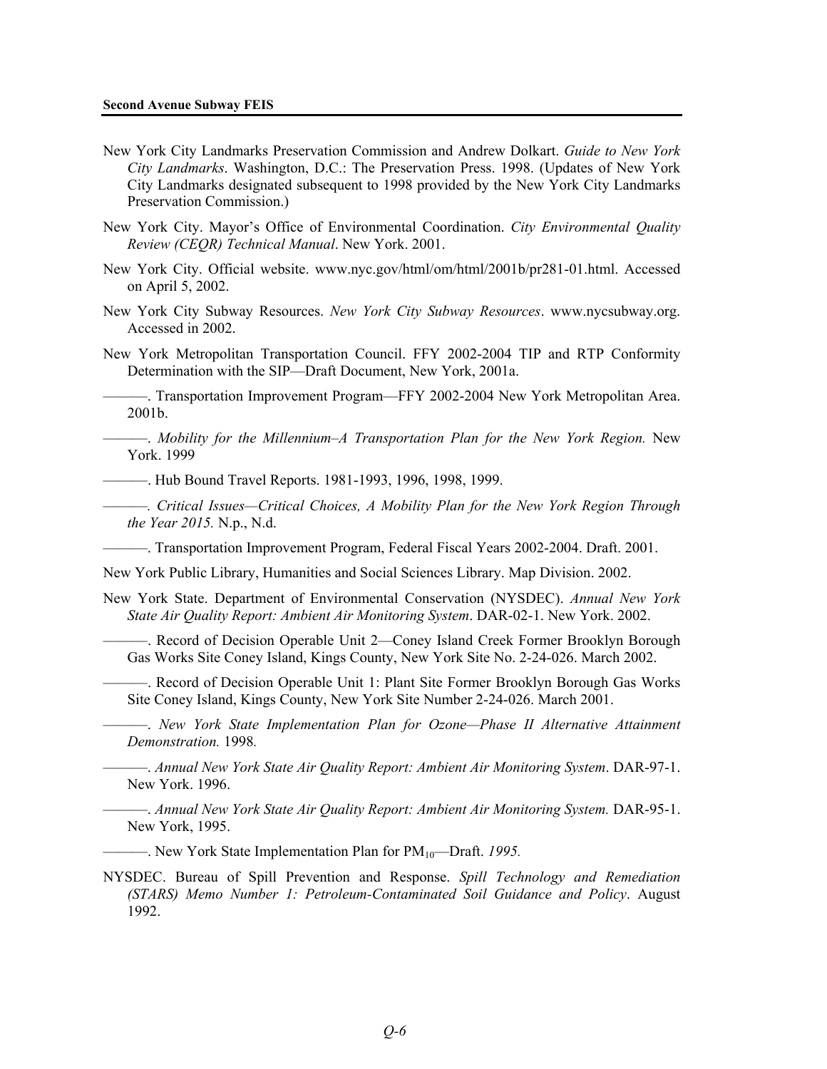New York City Landmarks Preservation Commission and Andrew Dolkart. *Guide to New York City Landmarks*. Washington, D.C.: The Preservation Press. 1998. (Updates of New York City Landmarks designated subsequent to 1998 provided by the New York City Landmarks Preservation Commission.)

New York City. Mayor's Office of Environmental Coordination. *City Environmental Quality Review (CEQR) Technical Manual*. New York. 2001.

New York City. Official website. www.nyc.gov/html/om/html/2001b/pr281-01.html. Accessed on April 5, 2002.

New York City Subway Resources. *New York City Subway Resources*. www.nycsubway.org. Accessed in 2002.

New York Metropolitan Transportation Council. FFY 2002-2004 TIP and RTP Conformity Determination with the SIP—Draft Document, New York, 2001a.

———. Transportation Improvement Program—FFY 2002-2004 New York Metropolitan Area. 2001b.

———. *Mobility for the Millennium–A Transportation Plan for the New York Region.* New York. 1999

———. Hub Bound Travel Reports. 1981-1993, 1996, 1998, 1999.

———. *Critical Issues—Critical Choices, A Mobility Plan for the New York Region Through the Year 2015.* N.p., N.d.

———. Transportation Improvement Program, Federal Fiscal Years 2002-2004. Draft. 2001.

New York Public Library, Humanities and Social Sciences Library. Map Division. 2002.

New York State. Department of Environmental Conservation (NYSDEC). *Annual New York State Air Quality Report: Ambient Air Monitoring System*. DAR-02-1. New York. 2002.

———. Record of Decision Operable Unit 2—Coney Island Creek Former Brooklyn Borough Gas Works Site Coney Island, Kings County, New York Site No. 2-24-026. March 2002.

———. Record of Decision Operable Unit 1: Plant Site Former Brooklyn Borough Gas Works Site Coney Island, Kings County, New York Site Number 2-24-026. March 2001.

———. *New York State Implementation Plan for Ozone—Phase II Alternative Attainment Demonstration.* 1998*.*

———. *Annual New York State Air Quality Report: Ambient Air Monitoring System*. DAR-97-1. New York. 1996.

———. *Annual New York State Air Quality Report: Ambient Air Monitoring System.* DAR-95-1. New York, 1995.

———. New York State Implementation Plan for $PM_{10}$—Draft. *1995.*

NYSDEC. Bureau of Spill Prevention and Response. *Spill Technology and Remediation (STARS) Memo Number 1: Petroleum-Contaminated Soil Guidance and Policy*. August 1992.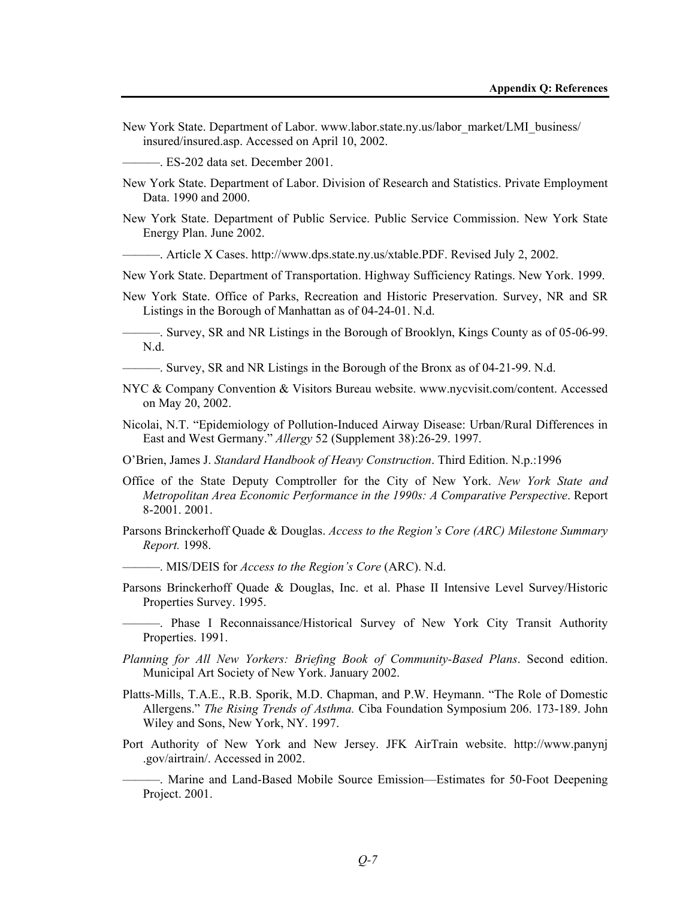New York State. Department of Labor. www.labor.state.ny.us/labor_market/LMI_business/insured/insured.asp. Accessed on April 10, 2002.

———. ES-202 data set. December 2001.

New York State. Department of Labor. Division of Research and Statistics. Private Employment Data. 1990 and 2000.

New York State. Department of Public Service. Public Service Commission. New York State Energy Plan. June 2002.

———. Article X Cases. http://www.dps.state.ny.us/xtable.PDF. Revised July 2, 2002.

New York State. Department of Transportation. Highway Sufficiency Ratings. New York. 1999.

New York State. Office of Parks, Recreation and Historic Preservation. Survey, NR and SR Listings in the Borough of Manhattan as of 04-24-01. N.d.

———. Survey, SR and NR Listings in the Borough of Brooklyn, Kings County as of 05-06-99. N.d.

———. Survey, SR and NR Listings in the Borough of the Bronx as of 04-21-99. N.d.

NYC & Company Convention & Visitors Bureau website. www.nycvisit.com/content. Accessed on May 20, 2002.

Nicolai, N.T. "Epidemiology of Pollution-Induced Airway Disease: Urban/Rural Differences in East and West Germany." *Allergy* 52 (Supplement 38):26-29. 1997.

O'Brien, James J. *Standard Handbook of Heavy Construction*. Third Edition. N.p.:1996

Office of the State Deputy Comptroller for the City of New York. *New York State and Metropolitan Area Economic Performance in the 1990s: A Comparative Perspective*. Report 8-2001. 2001.

Parsons Brinckerhoff Quade & Douglas. *Access to the Region's Core (ARC) Milestone Summary Report.* 1998.

———. MIS/DEIS for *Access to the Region's Core* (ARC). N.d.

Parsons Brinckerhoff Quade & Douglas, Inc. et al. Phase II Intensive Level Survey/Historic Properties Survey. 1995.

———. Phase I Reconnaissance/Historical Survey of New York City Transit Authority Properties. 1991.

*Planning for All New Yorkers: Briefing Book of Community-Based Plans*. Second edition. Municipal Art Society of New York. January 2002.

Platts-Mills, T.A.E., R.B. Sporik, M.D. Chapman, and P.W. Heymann. "The Role of Domestic Allergens." *The Rising Trends of Asthma.* Ciba Foundation Symposium 206. 173-189. John Wiley and Sons, New York, NY. 1997.

Port Authority of New York and New Jersey. JFK AirTrain website. http://www.panynj.gov/airtrain/. Accessed in 2002.

———. Marine and Land-Based Mobile Source Emission—Estimates for 50-Foot Deepening Project. 2001.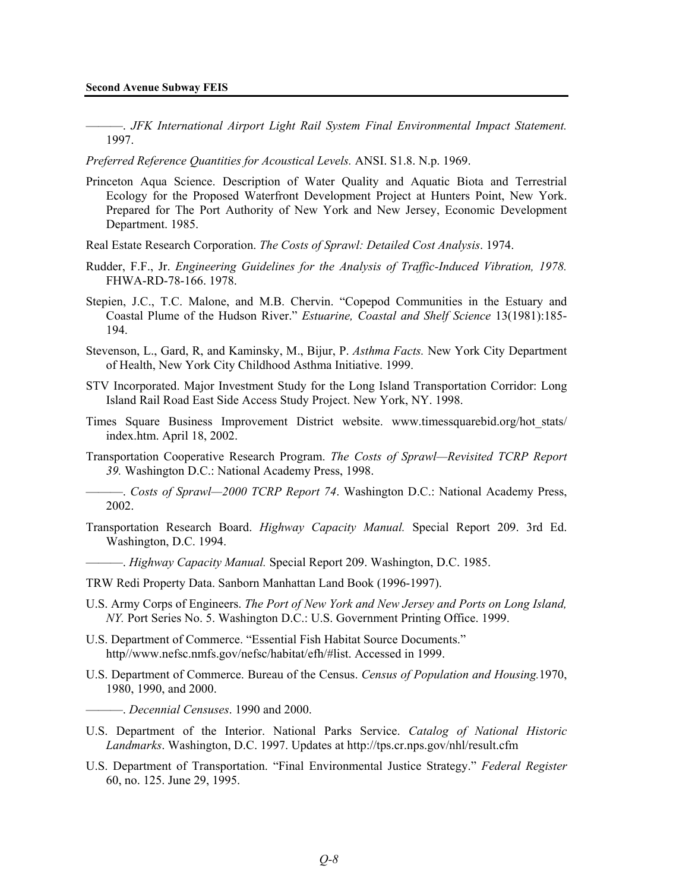———. *JFK International Airport Light Rail System Final Environmental Impact Statement.* 1997.

*Preferred Reference Quantities for Acoustical Levels.* ANSI. S1.8. N.p. 1969.

Princeton Aqua Science. Description of Water Quality and Aquatic Biota and Terrestrial Ecology for the Proposed Waterfront Development Project at Hunters Point, New York. Prepared for The Port Authority of New York and New Jersey, Economic Development Department. 1985.

Real Estate Research Corporation. *The Costs of Sprawl: Detailed Cost Analysis*. 1974.

Rudder, F.F., Jr. *Engineering Guidelines for the Analysis of Traffic-Induced Vibration, 1978.* FHWA-RD-78-166. 1978.

Stepien, J.C., T.C. Malone, and M.B. Chervin. "Copepod Communities in the Estuary and Coastal Plume of the Hudson River." *Estuarine, Coastal and Shelf Science* 13(1981):185-194.

Stevenson, L., Gard, R, and Kaminsky, M., Bijur, P. *Asthma Facts.* New York City Department of Health, New York City Childhood Asthma Initiative. 1999.

STV Incorporated. Major Investment Study for the Long Island Transportation Corridor: Long Island Rail Road East Side Access Study Project. New York, NY. 1998.

Times Square Business Improvement District website. www.timessquarebid.org/hot_stats/index.htm. April 18, 2002.

Transportation Cooperative Research Program. *The Costs of Sprawl—Revisited TCRP Report 39.* Washington D.C.: National Academy Press, 1998.

———. *Costs of Sprawl—2000 TCRP Report 74*. Washington D.C.: National Academy Press, 2002.

Transportation Research Board. *Highway Capacity Manual.* Special Report 209. 3rd Ed. Washington, D.C. 1994.

———. *Highway Capacity Manual.* Special Report 209. Washington, D.C. 1985.

TRW Redi Property Data. Sanborn Manhattan Land Book (1996-1997).

U.S. Army Corps of Engineers. *The Port of New York and New Jersey and Ports on Long Island, NY.* Port Series No. 5. Washington D.C.: U.S. Government Printing Office. 1999.

U.S. Department of Commerce. "Essential Fish Habitat Source Documents." http//www.nefsc.nmfs.gov/nefsc/habitat/efh/#list. Accessed in 1999.

U.S. Department of Commerce. Bureau of the Census. *Census of Population and Housing.*1970, 1980, 1990, and 2000.

———. *Decennial Censuses*. 1990 and 2000.

U.S. Department of the Interior. National Parks Service. *Catalog of National Historic Landmarks*. Washington, D.C. 1997. Updates at http://tps.cr.nps.gov/nhl/result.cfm

U.S. Department of Transportation. "Final Environmental Justice Strategy." *Federal Register* 60, no. 125. June 29, 1995.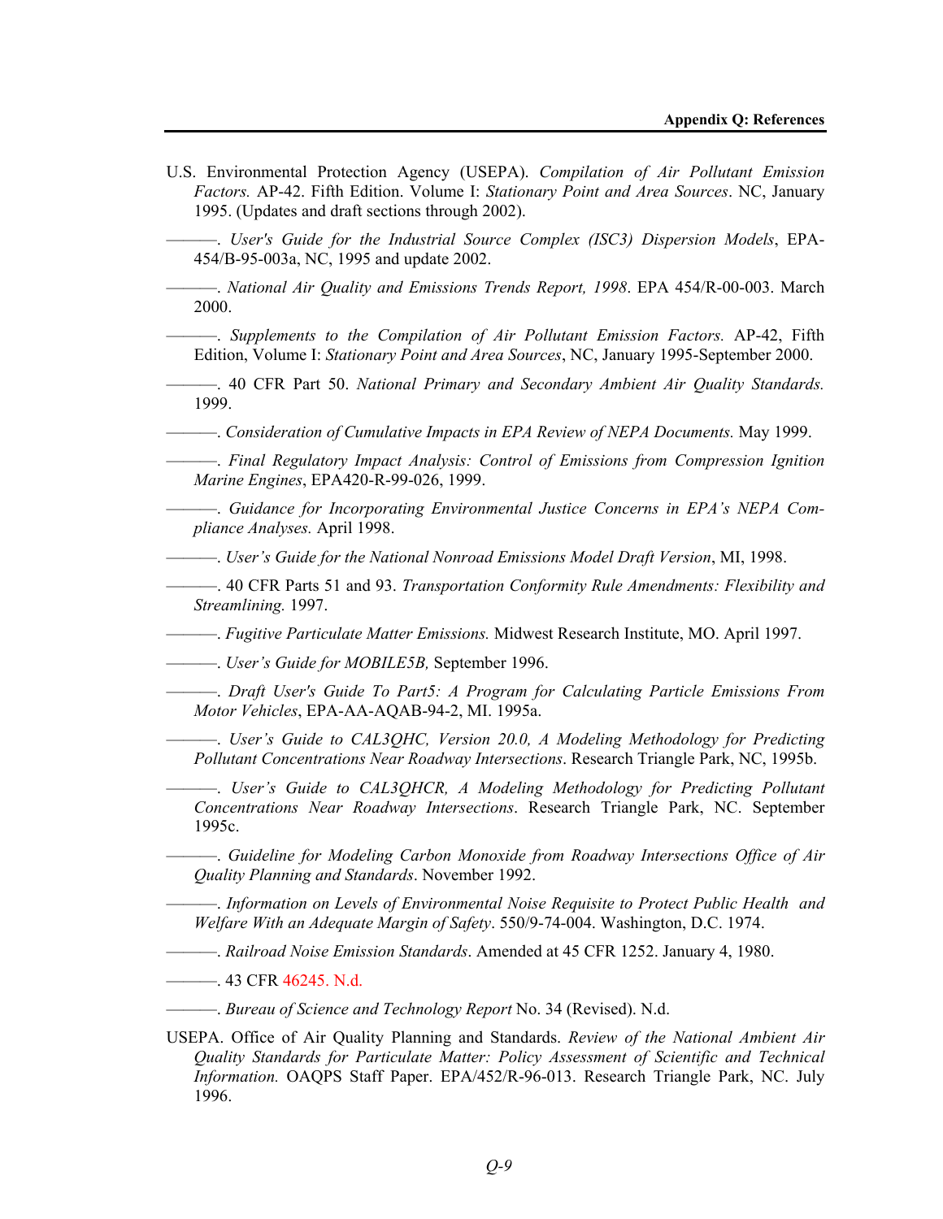U.S. Environmental Protection Agency (USEPA). *Compilation of Air Pollutant Emission Factors.* AP-42. Fifth Edition. Volume I: *Stationary Point and Area Sources*. NC, January 1995. (Updates and draft sections through 2002).

———. *User's Guide for the Industrial Source Complex (ISC3) Dispersion Models*, EPA-454/B-95-003a, NC, 1995 and update 2002.

———. *National Air Quality and Emissions Trends Report, 1998*. EPA 454/R-00-003. March 2000.

———. *Supplements to the Compilation of Air Pollutant Emission Factors.* AP-42, Fifth Edition, Volume I: *Stationary Point and Area Sources*, NC, January 1995-September 2000.

———. 40 CFR Part 50. *National Primary and Secondary Ambient Air Quality Standards.* 1999.

———. *Consideration of Cumulative Impacts in EPA Review of NEPA Documents.* May 1999.

———. *Final Regulatory Impact Analysis: Control of Emissions from Compression Ignition Marine Engines*, EPA420-R-99-026, 1999.

———. *Guidance for Incorporating Environmental Justice Concerns in EPA's NEPA Compliance Analyses.* April 1998.

———. *User's Guide for the National Nonroad Emissions Model Draft Version*, MI, 1998.

———. 40 CFR Parts 51 and 93. *Transportation Conformity Rule Amendments: Flexibility and Streamlining.* 1997.

———. *Fugitive Particulate Matter Emissions.* Midwest Research Institute, MO. April 1997.

———. *User's Guide for MOBILE5B,* September 1996.

———. *Draft User's Guide To Part5: A Program for Calculating Particle Emissions From Motor Vehicles*, EPA-AA-AQAB-94-2, MI. 1995a.

———. *User's Guide to CAL3QHC, Version 20.0, A Modeling Methodology for Predicting Pollutant Concentrations Near Roadway Intersections*. Research Triangle Park, NC, 1995b.

———. *User's Guide to CAL3QHCR, A Modeling Methodology for Predicting Pollutant Concentrations Near Roadway Intersections*. Research Triangle Park, NC. September 1995c.

———. *Guideline for Modeling Carbon Monoxide from Roadway Intersections Office of Air Quality Planning and Standards*. November 1992.

———. *Information on Levels of Environmental Noise Requisite to Protect Public Health and Welfare With an Adequate Margin of Safety*. 550/9-74-004. Washington, D.C. 1974.

———. *Railroad Noise Emission Standards*. Amended at 45 CFR 1252. January 4, 1980.

———. 43 CFR 46245. N.d.

———. *Bureau of Science and Technology Report* No. 34 (Revised). N.d.

USEPA. Office of Air Quality Planning and Standards. *Review of the National Ambient Air Quality Standards for Particulate Matter: Policy Assessment of Scientific and Technical Information.* OAQPS Staff Paper. EPA/452/R-96-013. Research Triangle Park, NC. July 1996.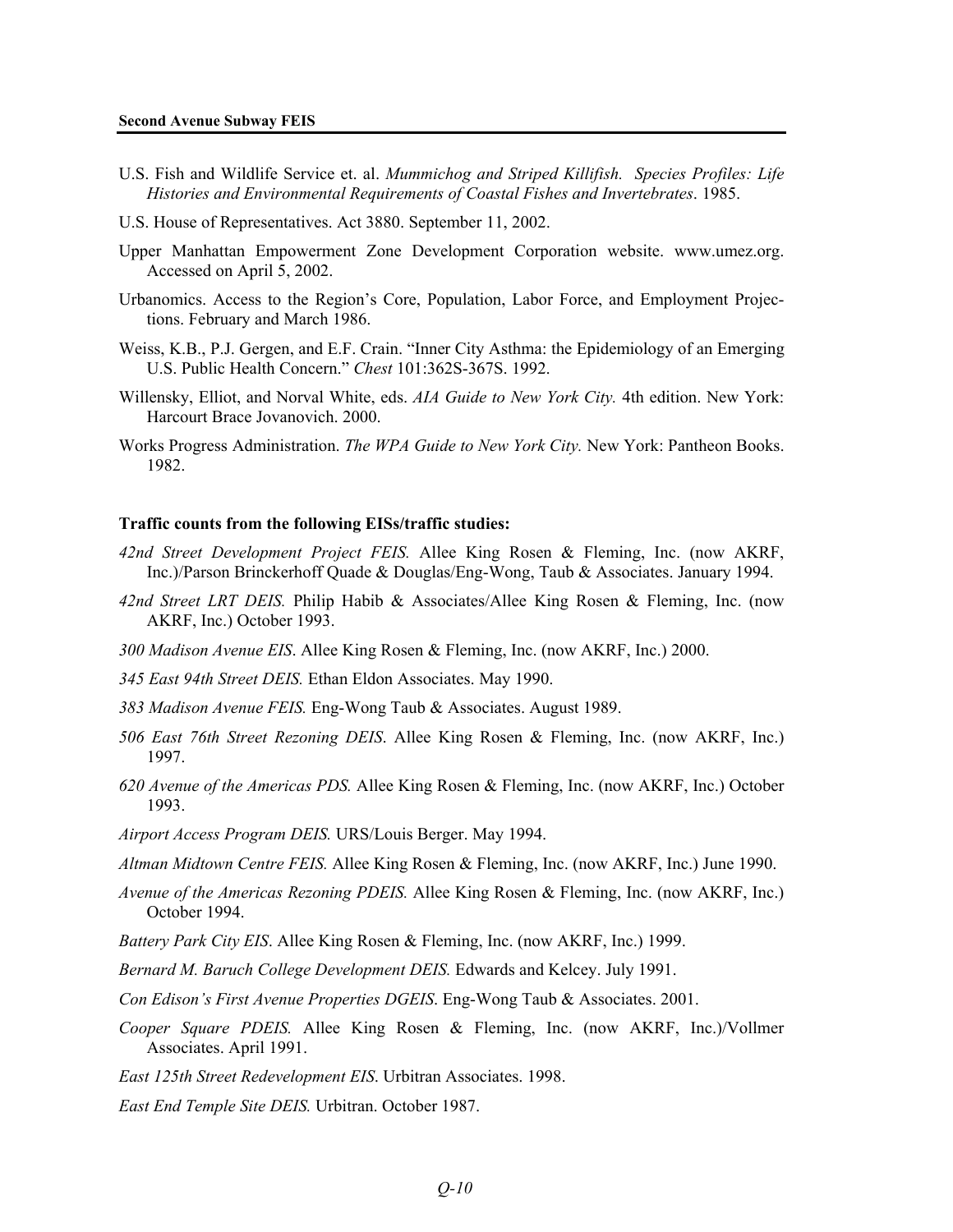U.S. Fish and Wildlife Service et. al. *Mummichog and Striped Killifish. Species Profiles: Life Histories and Environmental Requirements of Coastal Fishes and Invertebrates*. 1985.

U.S. House of Representatives. Act 3880. September 11, 2002.

Upper Manhattan Empowerment Zone Development Corporation website. www.umez.org. Accessed on April 5, 2002.

Urbanomics. Access to the Region's Core, Population, Labor Force, and Employment Projections. February and March 1986.

Weiss, K.B., P.J. Gergen, and E.F. Crain. "Inner City Asthma: the Epidemiology of an Emerging U.S. Public Health Concern." *Chest* 101:362S-367S. 1992.

Willensky, Elliot, and Norval White, eds. *AIA Guide to New York City.* 4th edition. New York: Harcourt Brace Jovanovich. 2000.

Works Progress Administration. *The WPA Guide to New York City.* New York: Pantheon Books. 1982.

**Traffic counts from the following EISs/traffic studies:**

*42nd Street Development Project FEIS.* Allee King Rosen & Fleming, Inc. (now AKRF, Inc.)/Parson Brinckerhoff Quade & Douglas/Eng-Wong, Taub & Associates. January 1994.

*42nd Street LRT DEIS.* Philip Habib & Associates/Allee King Rosen & Fleming, Inc. (now AKRF, Inc.) October 1993.

*300 Madison Avenue EIS*. Allee King Rosen & Fleming, Inc. (now AKRF, Inc.) 2000.

*345 East 94th Street DEIS.* Ethan Eldon Associates. May 1990.

*383 Madison Avenue FEIS.* Eng-Wong Taub & Associates. August 1989.

*506 East 76th Street Rezoning DEIS*. Allee King Rosen & Fleming, Inc. (now AKRF, Inc.) 1997.

*620 Avenue of the Americas PDS.* Allee King Rosen & Fleming, Inc. (now AKRF, Inc.) October 1993.

*Airport Access Program DEIS.* URS/Louis Berger. May 1994.

*Altman Midtown Centre FEIS.* Allee King Rosen & Fleming, Inc. (now AKRF, Inc.) June 1990.

*Avenue of the Americas Rezoning PDEIS.* Allee King Rosen & Fleming, Inc. (now AKRF, Inc.) October 1994.

*Battery Park City EIS*. Allee King Rosen & Fleming, Inc. (now AKRF, Inc.) 1999.

*Bernard M. Baruch College Development DEIS.* Edwards and Kelcey. July 1991.

*Con Edison's First Avenue Properties DGEIS*. Eng-Wong Taub & Associates. 2001.

*Cooper Square PDEIS.* Allee King Rosen & Fleming, Inc. (now AKRF, Inc.)/Vollmer Associates. April 1991.

*East 125th Street Redevelopment EIS*. Urbitran Associates. 1998.

*East End Temple Site DEIS.* Urbitran. October 1987.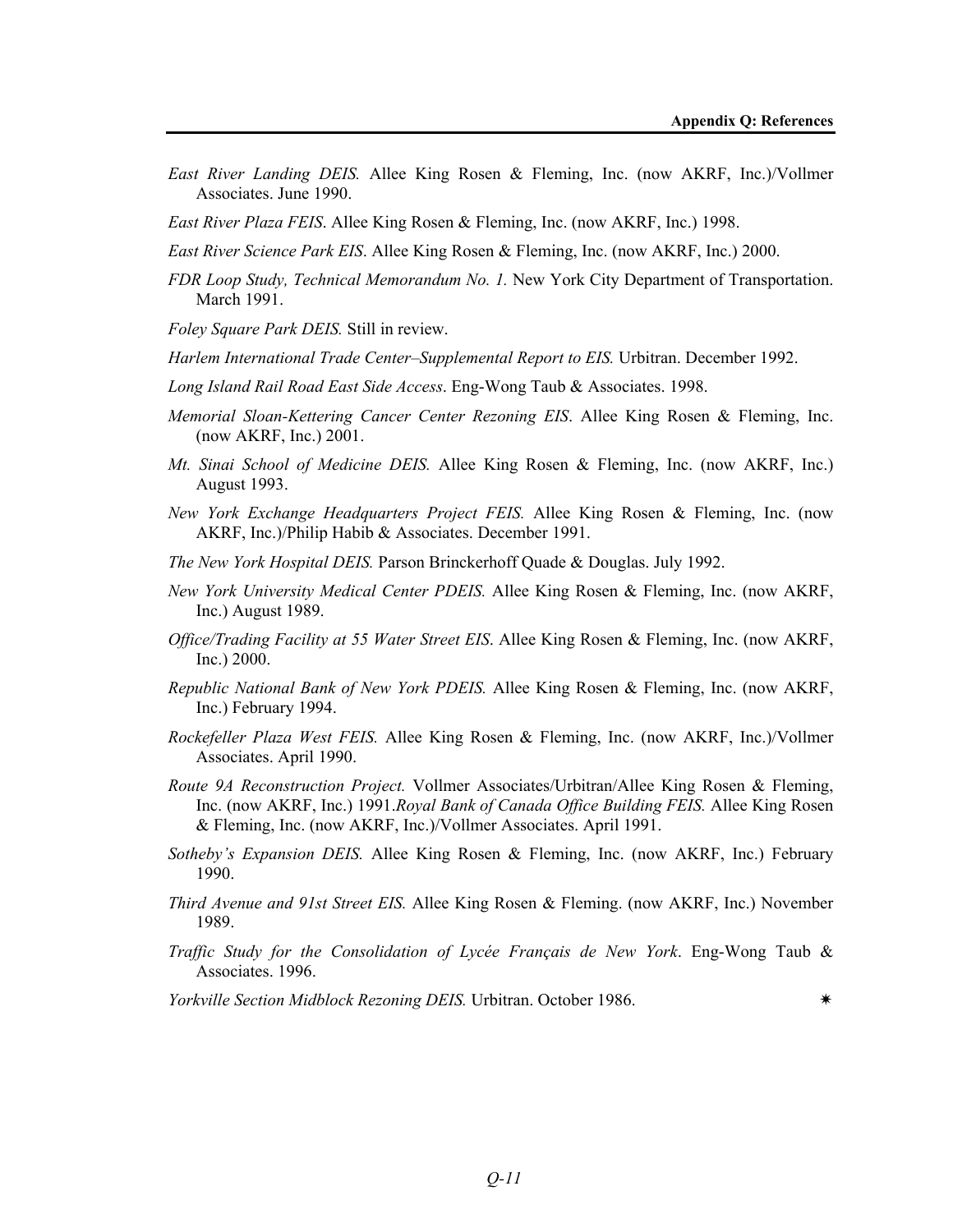*East River Landing DEIS.* Allee King Rosen & Fleming, Inc. (now AKRF, Inc.)/Vollmer Associates. June 1990.

*East River Plaza FEIS*. Allee King Rosen & Fleming, Inc. (now AKRF, Inc.) 1998.

*East River Science Park EIS*. Allee King Rosen & Fleming, Inc. (now AKRF, Inc.) 2000.

*FDR Loop Study, Technical Memorandum No. 1.* New York City Department of Transportation. March 1991.

*Foley Square Park DEIS.* Still in review.

*Harlem International Trade Center–Supplemental Report to EIS.* Urbitran. December 1992.

*Long Island Rail Road East Side Access*. Eng-Wong Taub & Associates. 1998.

*Memorial Sloan-Kettering Cancer Center Rezoning EIS*. Allee King Rosen & Fleming, Inc. (now AKRF, Inc.) 2001.

*Mt. Sinai School of Medicine DEIS.* Allee King Rosen & Fleming, Inc. (now AKRF, Inc.) August 1993.

*New York Exchange Headquarters Project FEIS.* Allee King Rosen & Fleming, Inc. (now AKRF, Inc.)/Philip Habib & Associates. December 1991.

*The New York Hospital DEIS.* Parson Brinckerhoff Quade & Douglas. July 1992.

*New York University Medical Center PDEIS.* Allee King Rosen & Fleming, Inc. (now AKRF, Inc.) August 1989.

*Office/Trading Facility at 55 Water Street EIS*. Allee King Rosen & Fleming, Inc. (now AKRF, Inc.) 2000.

*Republic National Bank of New York PDEIS.* Allee King Rosen & Fleming, Inc. (now AKRF, Inc.) February 1994.

*Rockefeller Plaza West FEIS.* Allee King Rosen & Fleming, Inc. (now AKRF, Inc.)/Vollmer Associates. April 1990.

*Route 9A Reconstruction Project.* Vollmer Associates/Urbitran/Allee King Rosen & Fleming, Inc. (now AKRF, Inc.) 1991.*Royal Bank of Canada Office Building FEIS.* Allee King Rosen & Fleming, Inc. (now AKRF, Inc.)/Vollmer Associates. April 1991.

*Sotheby's Expansion DEIS.* Allee King Rosen & Fleming, Inc. (now AKRF, Inc.) February 1990.

*Third Avenue and 91st Street EIS.* Allee King Rosen & Fleming. (now AKRF, Inc.) November 1989.

*Traffic Study for the Consolidation of Lycée Français de New York*. Eng-Wong Taub & Associates. 1996.

*Yorkville Section Midblock Rezoning DEIS.* Urbitran. October 1986.

*